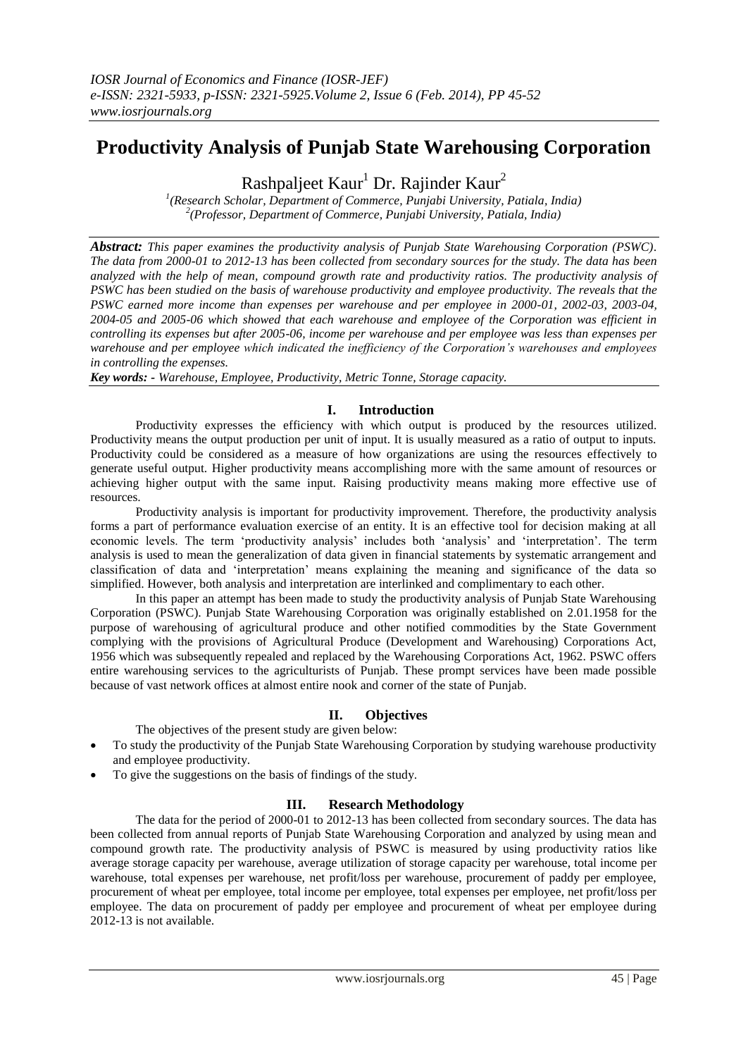# Productivity Analysis of Punjab State Warehousing Corporation

Rashpaljeet Kaur[1] Dr. Rajinder Kaur[2]

[1](Research Scholar, Department of Commerce, Punjabi University, Patiala, India)
[2](Professor, Department of Commerce, Punjabi University, Patiala, India)

***Abstract:*** *This paper examines the productivity analysis of Punjab State Warehousing Corporation (PSWC). The data from 2000-01 to 2012-13 has been collected from secondary sources for the study. The data has been analyzed with the help of mean, compound growth rate and productivity ratios. The productivity analysis of PSWC has been studied on the basis of warehouse productivity and employee productivity. The reveals that the PSWC earned more income than expenses per warehouse and per employee in 2000-01, 2002-03, 2003-04, 2004-05 and 2005-06 which showed that each warehouse and employee of the Corporation was efficient in controlling its expenses but after 2005-06, income per warehouse and per employee was less than expenses per warehouse and per employee which indicated the inefficiency of the Corporation's warehouses and employees in controlling the expenses.*

***Key words: -*** *Warehouse, Employee, Productivity, Metric Tonne, Storage capacity.*

## I. Introduction

Productivity expresses the efficiency with which output is produced by the resources utilized. Productivity means the output production per unit of input. It is usually measured as a ratio of output to inputs. Productivity could be considered as a measure of how organizations are using the resources effectively to generate useful output. Higher productivity means accomplishing more with the same amount of resources or achieving higher output with the same input. Raising productivity means making more effective use of resources.

Productivity analysis is important for productivity improvement. Therefore, the productivity analysis forms a part of performance evaluation exercise of an entity. It is an effective tool for decision making at all economic levels. The term 'productivity analysis' includes both 'analysis' and 'interpretation'. The term analysis is used to mean the generalization of data given in financial statements by systematic arrangement and classification of data and 'interpretation' means explaining the meaning and significance of the data so simplified. However, both analysis and interpretation are interlinked and complimentary to each other.

In this paper an attempt has been made to study the productivity analysis of Punjab State Warehousing Corporation (PSWC). Punjab State Warehousing Corporation was originally established on 2.01.1958 for the purpose of warehousing of agricultural produce and other notified commodities by the State Government complying with the provisions of Agricultural Produce (Development and Warehousing) Corporations Act, 1956 which was subsequently repealed and replaced by the Warehousing Corporations Act, 1962. PSWC offers entire warehousing services to the agriculturists of Punjab. These prompt services have been made possible because of vast network offices at almost entire nook and corner of the state of Punjab.

## II. Objectives

The objectives of the present study are given below:

- To study the productivity of the Punjab State Warehousing Corporation by studying warehouse productivity and employee productivity.
- To give the suggestions on the basis of findings of the study.

## III. Research Methodology

The data for the period of 2000-01 to 2012-13 has been collected from secondary sources. The data has been collected from annual reports of Punjab State Warehousing Corporation and analyzed by using mean and compound growth rate. The productivity analysis of PSWC is measured by using productivity ratios like average storage capacity per warehouse, average utilization of storage capacity per warehouse, total income per warehouse, total expenses per warehouse, net profit/loss per warehouse, procurement of paddy per employee, procurement of wheat per employee, total income per employee, total expenses per employee, net profit/loss per employee. The data on procurement of paddy per employee and procurement of wheat per employee during 2012-13 is not available.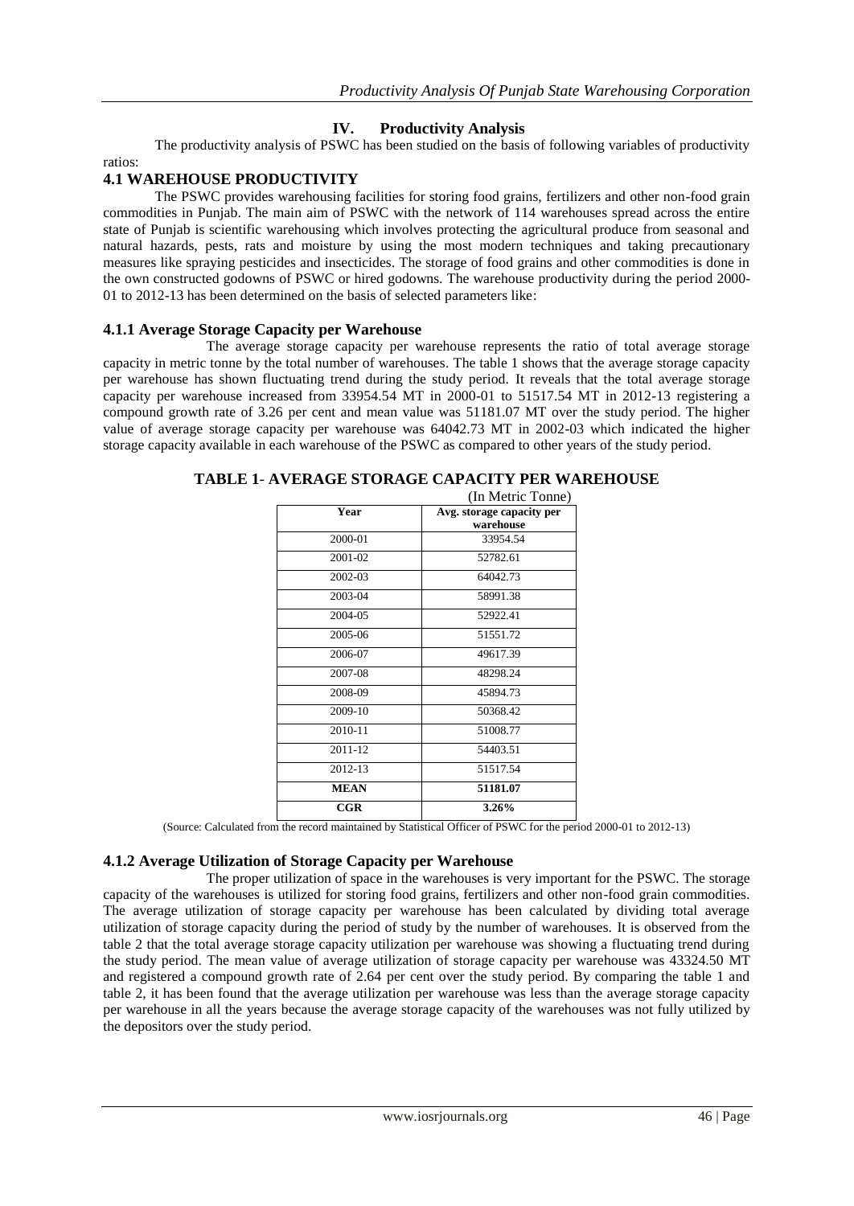## IV. Productivity Analysis

The productivity analysis of PSWC has been studied on the basis of following variables of productivity ratios:

### 4.1 WAREHOUSE PRODUCTIVITY

The PSWC provides warehousing facilities for storing food grains, fertilizers and other non-food grain commodities in Punjab. The main aim of PSWC with the network of 114 warehouses spread across the entire state of Punjab is scientific warehousing which involves protecting the agricultural produce from seasonal and natural hazards, pests, rats and moisture by using the most modern techniques and taking precautionary measures like spraying pesticides and insecticides. The storage of food grains and other commodities is done in the own constructed godowns of PSWC or hired godowns. The warehouse productivity during the period 2000-01 to 2012-13 has been determined on the basis of selected parameters like:

#### 4.1.1 Average Storage Capacity per Warehouse

The average storage capacity per warehouse represents the ratio of total average storage capacity in metric tonne by the total number of warehouses. The table 1 shows that the average storage capacity per warehouse has shown fluctuating trend during the study period. It reveals that the total average storage capacity per warehouse increased from 33954.54 MT in 2000-01 to 51517.54 MT in 2012-13 registering a compound growth rate of 3.26 per cent and mean value was 51181.07 MT over the study period. The higher value of average storage capacity per warehouse was 64042.73 MT in 2002-03 which indicated the higher storage capacity available in each warehouse of the PSWC as compared to other years of the study period.

**TABLE 1- AVERAGE STORAGE CAPACITY PER WAREHOUSE**

(In Metric Tonne)

| Year | Avg. storage capacity per warehouse |
|---|---|
| 2000-01 | 33954.54 |
| 2001-02 | 52782.61 |
| 2002-03 | 64042.73 |
| 2003-04 | 58991.38 |
| 2004-05 | 52922.41 |
| 2005-06 | 51551.72 |
| 2006-07 | 49617.39 |
| 2007-08 | 48298.24 |
| 2008-09 | 45894.73 |
| 2009-10 | 50368.42 |
| 2010-11 | 51008.77 |
| 2011-12 | 54403.51 |
| 2012-13 | 51517.54 |
| **MEAN** | **51181.07** |
| **CGR** | **3.26%** |

(Source: Calculated from the record maintained by Statistical Officer of PSWC for the period 2000-01 to 2012-13)

#### 4.1.2 Average Utilization of Storage Capacity per Warehouse

The proper utilization of space in the warehouses is very important for the PSWC. The storage capacity of the warehouses is utilized for storing food grains, fertilizers and other non-food grain commodities. The average utilization of storage capacity per warehouse has been calculated by dividing total average utilization of storage capacity during the period of study by the number of warehouses. It is observed from the table 2 that the total average storage capacity utilization per warehouse was showing a fluctuating trend during the study period. The mean value of average utilization of storage capacity per warehouse was 43324.50 MT and registered a compound growth rate of 2.64 per cent over the study period. By comparing the table 1 and table 2, it has been found that the average utilization per warehouse was less than the average storage capacity per warehouse in all the years because the average storage capacity of the warehouses was not fully utilized by the depositors over the study period.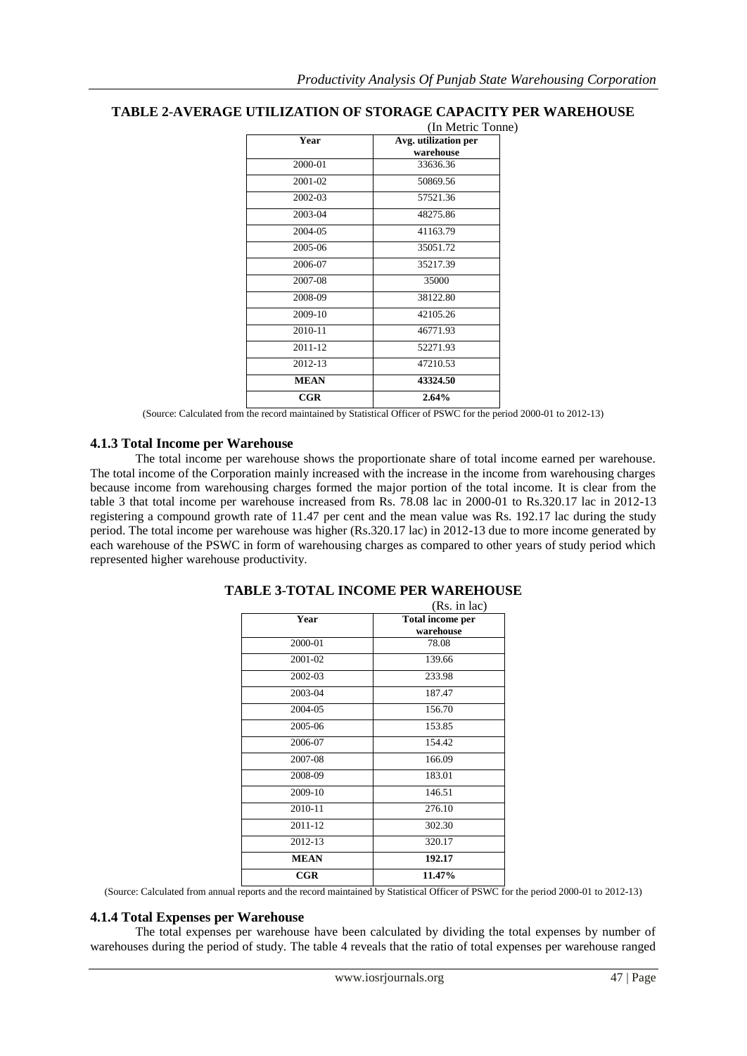**TABLE 2-AVERAGE UTILIZATION OF STORAGE CAPACITY PER WAREHOUSE**

(In Metric Tonne)

| Year | Avg. utilization per warehouse |
|---|---|
| 2000-01 | 33636.36 |
| 2001-02 | 50869.56 |
| 2002-03 | 57521.36 |
| 2003-04 | 48275.86 |
| 2004-05 | 41163.79 |
| 2005-06 | 35051.72 |
| 2006-07 | 35217.39 |
| 2007-08 | 35000 |
| 2008-09 | 38122.80 |
| 2009-10 | 42105.26 |
| 2010-11 | 46771.93 |
| 2011-12 | 52271.93 |
| 2012-13 | 47210.53 |
| **MEAN** | **43324.50** |
| **CGR** | **2.64%** |

(Source: Calculated from the record maintained by Statistical Officer of PSWC for the period 2000-01 to 2012-13)

### 4.1.3 Total Income per Warehouse

The total income per warehouse shows the proportionate share of total income earned per warehouse. The total income of the Corporation mainly increased with the increase in the income from warehousing charges because income from warehousing charges formed the major portion of the total income. It is clear from the table 3 that total income per warehouse increased from Rs. 78.08 lac in 2000-01 to Rs.320.17 lac in 2012-13 registering a compound growth rate of 11.47 per cent and the mean value was Rs. 192.17 lac during the study period. The total income per warehouse was higher (Rs.320.17 lac) in 2012-13 due to more income generated by each warehouse of the PSWC in form of warehousing charges as compared to other years of study period which represented higher warehouse productivity.

**TABLE 3-TOTAL INCOME PER WAREHOUSE**

(Rs. in lac)

| Year | Total income per warehouse |
|---|---|
| 2000-01 | 78.08 |
| 2001-02 | 139.66 |
| 2002-03 | 233.98 |
| 2003-04 | 187.47 |
| 2004-05 | 156.70 |
| 2005-06 | 153.85 |
| 2006-07 | 154.42 |
| 2007-08 | 166.09 |
| 2008-09 | 183.01 |
| 2009-10 | 146.51 |
| 2010-11 | 276.10 |
| 2011-12 | 302.30 |
| 2012-13 | 320.17 |
| **MEAN** | **192.17** |
| **CGR** | **11.47%** |

(Source: Calculated from annual reports and the record maintained by Statistical Officer of PSWC for the period 2000-01 to 2012-13)

### 4.1.4 Total Expenses per Warehouse

The total expenses per warehouse have been calculated by dividing the total expenses by number of warehouses during the period of study. The table 4 reveals that the ratio of total expenses per warehouse ranged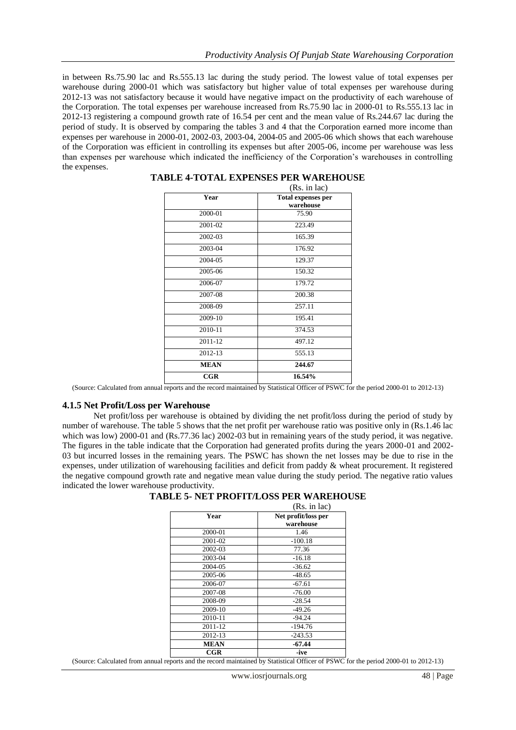in between Rs.75.90 lac and Rs.555.13 lac during the study period. The lowest value of total expenses per warehouse during 2000-01 which was satisfactory but higher value of total expenses per warehouse during 2012-13 was not satisfactory because it would have negative impact on the productivity of each warehouse of the Corporation. The total expenses per warehouse increased from Rs.75.90 lac in 2000-01 to Rs.555.13 lac in 2012-13 registering a compound growth rate of 16.54 per cent and the mean value of Rs.244.67 lac during the period of study. It is observed by comparing the tables 3 and 4 that the Corporation earned more income than expenses per warehouse in 2000-01, 2002-03, 2003-04, 2004-05 and 2005-06 which shows that each warehouse of the Corporation was efficient in controlling its expenses but after 2005-06, income per warehouse was less than expenses per warehouse which indicated the inefficiency of the Corporation's warehouses in controlling the expenses.

**TABLE 4-TOTAL EXPENSES PER WAREHOUSE**

(Rs. in lac)

| Year | Total expenses per warehouse |
|---|---|
| 2000-01 | 75.90 |
| 2001-02 | 223.49 |
| 2002-03 | 165.39 |
| 2003-04 | 176.92 |
| 2004-05 | 129.37 |
| 2005-06 | 150.32 |
| 2006-07 | 179.72 |
| 2007-08 | 200.38 |
| 2008-09 | 257.11 |
| 2009-10 | 195.41 |
| 2010-11 | 374.53 |
| 2011-12 | 497.12 |
| 2012-13 | 555.13 |
| **MEAN** | **244.67** |
| **CGR** | **16.54%** |

(Source: Calculated from annual reports and the record maintained by Statistical Officer of PSWC for the period 2000-01 to 2012-13)

### 4.1.5 Net Profit/Loss per Warehouse

Net profit/loss per warehouse is obtained by dividing the net profit/loss during the period of study by number of warehouse. The table 5 shows that the net profit per warehouse ratio was positive only in (Rs.1.46 lac which was low) 2000-01 and (Rs.77.36 lac) 2002-03 but in remaining years of the study period, it was negative. The figures in the table indicate that the Corporation had generated profits during the years 2000-01 and 2002-03 but incurred losses in the remaining years. The PSWC has shown the net losses may be due to rise in the expenses, under utilization of warehousing facilities and deficit from paddy & wheat procurement. It registered the negative compound growth rate and negative mean value during the study period. The negative ratio values indicated the lower warehouse productivity.

**TABLE 5- NET PROFIT/LOSS PER WAREHOUSE**

(Rs. in lac)

| Year | Net profit/loss per warehouse |
|---|---|
| 2000-01 | 1.46 |
| 2001-02 | -100.18 |
| 2002-03 | 77.36 |
| 2003-04 | -16.18 |
| 2004-05 | -36.62 |
| 2005-06 | -48.65 |
| 2006-07 | -67.61 |
| 2007-08 | -76.00 |
| 2008-09 | -28.54 |
| 2009-10 | -49.26 |
| 2010-11 | -94.24 |
| 2011-12 | -194.76 |
| 2012-13 | -243.53 |
| **MEAN** | **-67.44** |
| **CGR** | **-ive** |

(Source: Calculated from annual reports and the record maintained by Statistical Officer of PSWC for the period 2000-01 to 2012-13)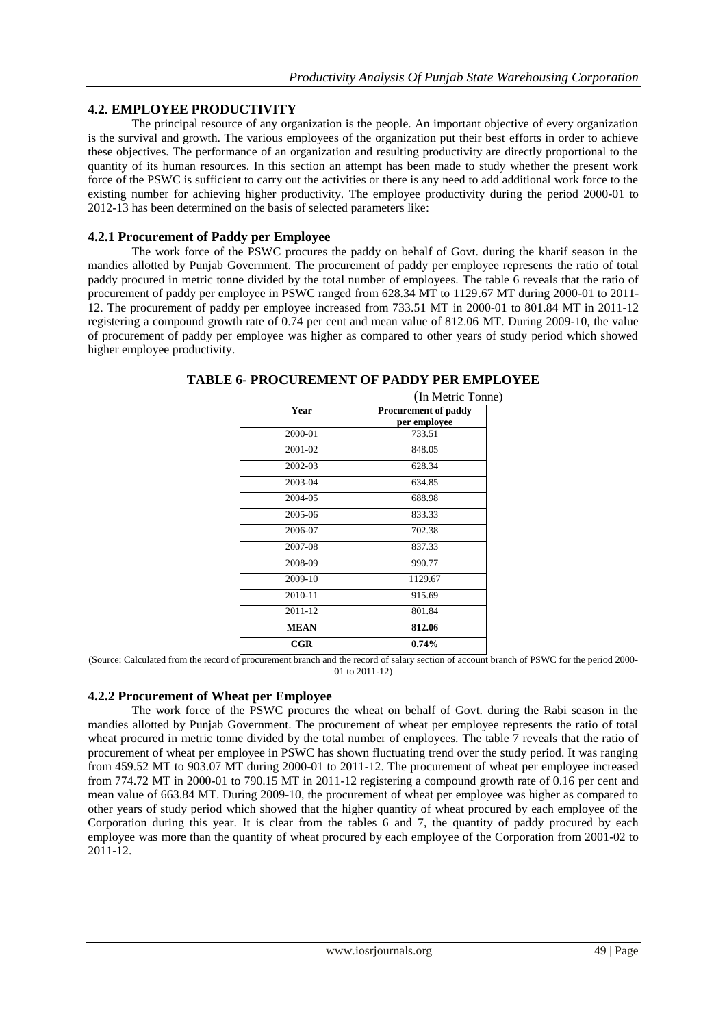## 4.2. EMPLOYEE PRODUCTIVITY

The principal resource of any organization is the people. An important objective of every organization is the survival and growth. The various employees of the organization put their best efforts in order to achieve these objectives. The performance of an organization and resulting productivity are directly proportional to the quantity of its human resources. In this section an attempt has been made to study whether the present work force of the PSWC is sufficient to carry out the activities or there is any need to add additional work force to the existing number for achieving higher productivity. The employee productivity during the period 2000-01 to 2012-13 has been determined on the basis of selected parameters like:

### 4.2.1 Procurement of Paddy per Employee

The work force of the PSWC procures the paddy on behalf of Govt. during the kharif season in the mandies allotted by Punjab Government. The procurement of paddy per employee represents the ratio of total paddy procured in metric tonne divided by the total number of employees. The table 6 reveals that the ratio of procurement of paddy per employee in PSWC ranged from 628.34 MT to 1129.67 MT during 2000-01 to 2011-12. The procurement of paddy per employee increased from 733.51 MT in 2000-01 to 801.84 MT in 2011-12 registering a compound growth rate of 0.74 per cent and mean value of 812.06 MT. During 2009-10, the value of procurement of paddy per employee was higher as compared to other years of study period which showed higher employee productivity.

**TABLE 6- PROCUREMENT OF PADDY PER EMPLOYEE**

(In Metric Tonne)

| Year | Procurement of paddy per employee |
|---|---|
| 2000-01 | 733.51 |
| 2001-02 | 848.05 |
| 2002-03 | 628.34 |
| 2003-04 | 634.85 |
| 2004-05 | 688.98 |
| 2005-06 | 833.33 |
| 2006-07 | 702.38 |
| 2007-08 | 837.33 |
| 2008-09 | 990.77 |
| 2009-10 | 1129.67 |
| 2010-11 | 915.69 |
| 2011-12 | 801.84 |
| **MEAN** | **812.06** |
| **CGR** | **0.74%** |

(Source: Calculated from the record of procurement branch and the record of salary section of account branch of PSWC for the period 2000-01 to 2011-12)

### 4.2.2 Procurement of Wheat per Employee

The work force of the PSWC procures the wheat on behalf of Govt. during the Rabi season in the mandies allotted by Punjab Government. The procurement of wheat per employee represents the ratio of total wheat procured in metric tonne divided by the total number of employees. The table 7 reveals that the ratio of procurement of wheat per employee in PSWC has shown fluctuating trend over the study period. It was ranging from 459.52 MT to 903.07 MT during 2000-01 to 2011-12. The procurement of wheat per employee increased from 774.72 MT in 2000-01 to 790.15 MT in 2011-12 registering a compound growth rate of 0.16 per cent and mean value of 663.84 MT. During 2009-10, the procurement of wheat per employee was higher as compared to other years of study period which showed that the higher quantity of wheat procured by each employee of the Corporation during this year. It is clear from the tables 6 and 7, the quantity of paddy procured by each employee was more than the quantity of wheat procured by each employee of the Corporation from 2001-02 to 2011-12.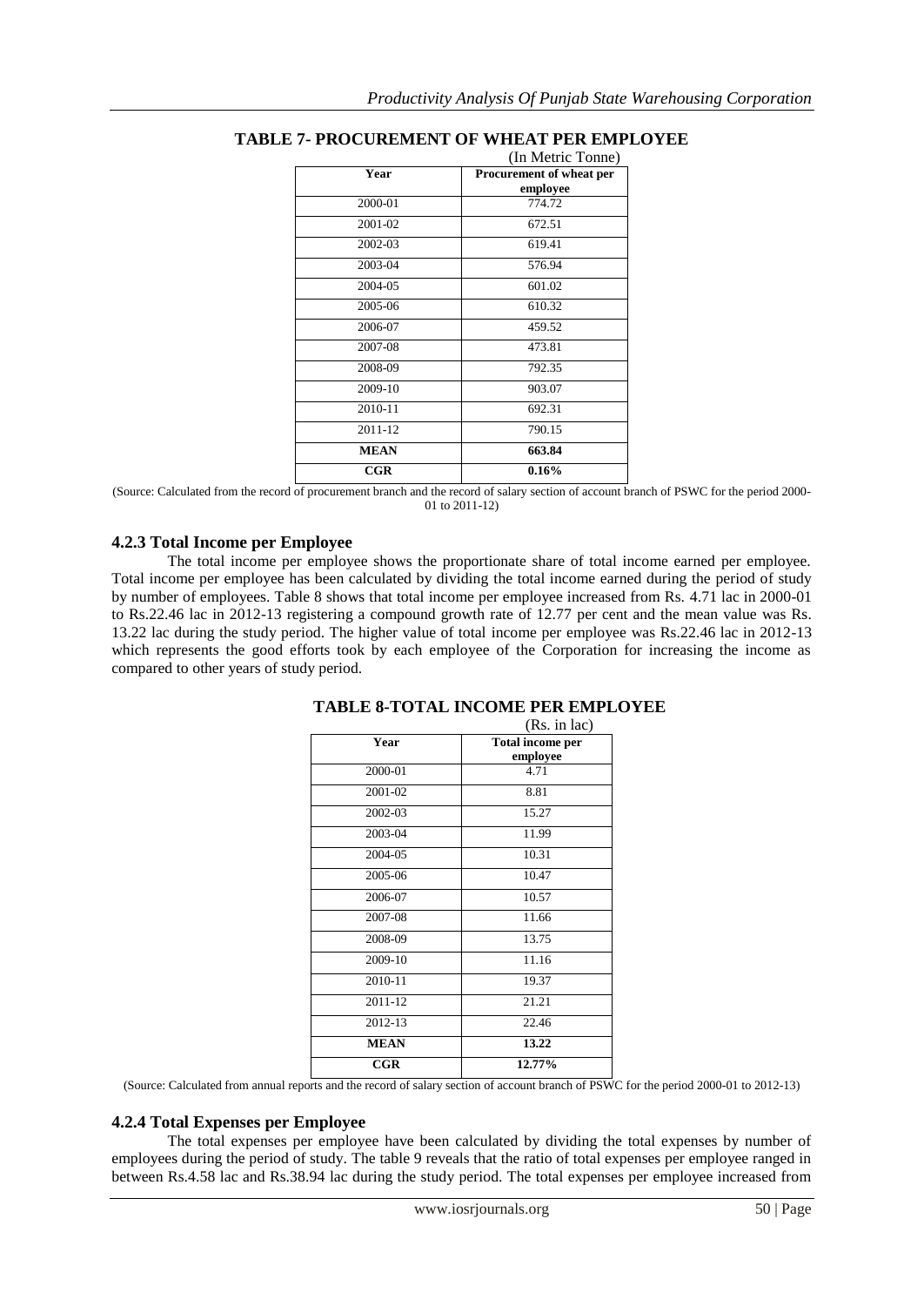**TABLE 7- PROCUREMENT OF WHEAT PER EMPLOYEE**

(In Metric Tonne)

| Year | Procurement of wheat per employee |
|---|---|
| 2000-01 | 774.72 |
| 2001-02 | 672.51 |
| 2002-03 | 619.41 |
| 2003-04 | 576.94 |
| 2004-05 | 601.02 |
| 2005-06 | 610.32 |
| 2006-07 | 459.52 |
| 2007-08 | 473.81 |
| 2008-09 | 792.35 |
| 2009-10 | 903.07 |
| 2010-11 | 692.31 |
| 2011-12 | 790.15 |
| **MEAN** | **663.84** |
| **CGR** | **0.16%** |

(Source: Calculated from the record of procurement branch and the record of salary section of account branch of PSWC for the period 2000-01 to 2011-12)

### 4.2.3 Total Income per Employee

The total income per employee shows the proportionate share of total income earned per employee. Total income per employee has been calculated by dividing the total income earned during the period of study by number of employees. Table 8 shows that total income per employee increased from Rs. 4.71 lac in 2000-01 to Rs.22.46 lac in 2012-13 registering a compound growth rate of 12.77 per cent and the mean value was Rs. 13.22 lac during the study period. The higher value of total income per employee was Rs.22.46 lac in 2012-13 which represents the good efforts took by each employee of the Corporation for increasing the income as compared to other years of study period.

**TABLE 8-TOTAL INCOME PER EMPLOYEE**

(Rs. in lac)

| Year | Total income per employee |
|---|---|
| 2000-01 | 4.71 |
| 2001-02 | 8.81 |
| 2002-03 | 15.27 |
| 2003-04 | 11.99 |
| 2004-05 | 10.31 |
| 2005-06 | 10.47 |
| 2006-07 | 10.57 |
| 2007-08 | 11.66 |
| 2008-09 | 13.75 |
| 2009-10 | 11.16 |
| 2010-11 | 19.37 |
| 2011-12 | 21.21 |
| 2012-13 | 22.46 |
| **MEAN** | **13.22** |
| **CGR** | **12.77%** |

(Source: Calculated from annual reports and the record of salary section of account branch of PSWC for the period 2000-01 to 2012-13)

### 4.2.4 Total Expenses per Employee

The total expenses per employee have been calculated by dividing the total expenses by number of employees during the period of study. The table 9 reveals that the ratio of total expenses per employee ranged in between Rs.4.58 lac and Rs.38.94 lac during the study period. The total expenses per employee increased from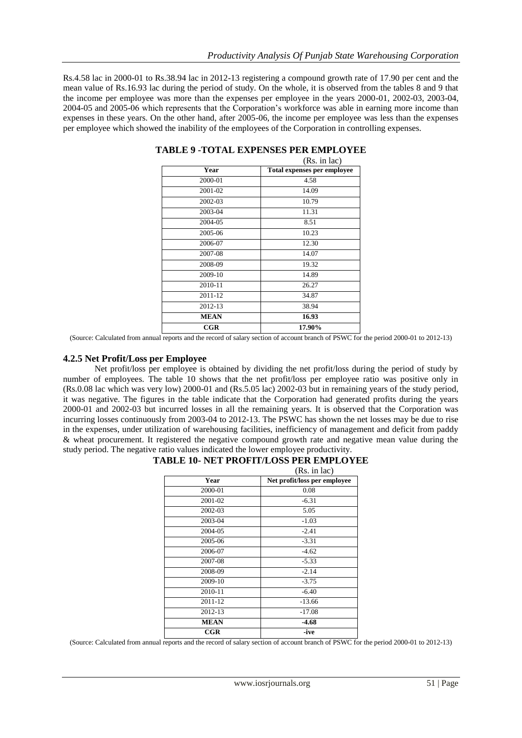Rs.4.58 lac in 2000-01 to Rs.38.94 lac in 2012-13 registering a compound growth rate of 17.90 per cent and the mean value of Rs.16.93 lac during the period of study. On the whole, it is observed from the tables 8 and 9 that the income per employee was more than the expenses per employee in the years 2000-01, 2002-03, 2003-04, 2004-05 and 2005-06 which represents that the Corporation's workforce was able in earning more income than expenses in these years. On the other hand, after 2005-06, the income per employee was less than the expenses per employee which showed the inability of the employees of the Corporation in controlling expenses.

**TABLE 9 -TOTAL EXPENSES PER EMPLOYEE**

(Rs. in lac)

| Year | Total expenses per employee |
|---|---|
| 2000-01 | 4.58 |
| 2001-02 | 14.09 |
| 2002-03 | 10.79 |
| 2003-04 | 11.31 |
| 2004-05 | 8.51 |
| 2005-06 | 10.23 |
| 2006-07 | 12.30 |
| 2007-08 | 14.07 |
| 2008-09 | 19.32 |
| 2009-10 | 14.89 |
| 2010-11 | 26.27 |
| 2011-12 | 34.87 |
| 2012-13 | 38.94 |
| **MEAN** | **16.93** |
| **CGR** | **17.90%** |

(Source: Calculated from annual reports and the record of salary section of account branch of PSWC for the period 2000-01 to 2012-13)

### 4.2.5 Net Profit/Loss per Employee

Net profit/loss per employee is obtained by dividing the net profit/loss during the period of study by number of employees. The table 10 shows that the net profit/loss per employee ratio was positive only in (Rs.0.08 lac which was very low) 2000-01 and (Rs.5.05 lac) 2002-03 but in remaining years of the study period, it was negative. The figures in the table indicate that the Corporation had generated profits during the years 2000-01 and 2002-03 but incurred losses in all the remaining years. It is observed that the Corporation was incurring losses continuously from 2003-04 to 2012-13. The PSWC has shown the net losses may be due to rise in the expenses, under utilization of warehousing facilities, inefficiency of management and deficit from paddy & wheat procurement. It registered the negative compound growth rate and negative mean value during the study period. The negative ratio values indicated the lower employee productivity.

**TABLE 10- NET PROFIT/LOSS PER EMPLOYEE**

(Rs. in lac)

| Year | Net profit/loss per employee |
|---|---|
| 2000-01 | 0.08 |
| 2001-02 | -6.31 |
| 2002-03 | 5.05 |
| 2003-04 | -1.03 |
| 2004-05 | -2.41 |
| 2005-06 | -3.31 |
| 2006-07 | -4.62 |
| 2007-08 | -5.33 |
| 2008-09 | -2.14 |
| 2009-10 | -3.75 |
| 2010-11 | -6.40 |
| 2011-12 | -13.66 |
| 2012-13 | -17.08 |
| **MEAN** | **-4.68** |
| **CGR** | **-ive** |

(Source: Calculated from annual reports and the record of salary section of account branch of PSWC for the period 2000-01 to 2012-13)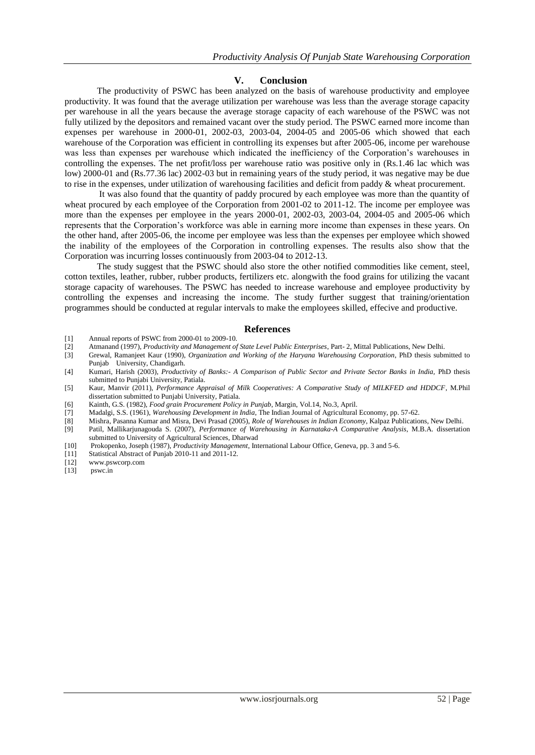## V. Conclusion

The productivity of PSWC has been analyzed on the basis of warehouse productivity and employee productivity. It was found that the average utilization per warehouse was less than the average storage capacity per warehouse in all the years because the average storage capacity of each warehouse of the PSWC was not fully utilized by the depositors and remained vacant over the study period. The PSWC earned more income than expenses per warehouse in 2000-01, 2002-03, 2003-04, 2004-05 and 2005-06 which showed that each warehouse of the Corporation was efficient in controlling its expenses but after 2005-06, income per warehouse was less than expenses per warehouse which indicated the inefficiency of the Corporation's warehouses in controlling the expenses. The net profit/loss per warehouse ratio was positive only in (Rs.1.46 lac which was low) 2000-01 and (Rs.77.36 lac) 2002-03 but in remaining years of the study period, it was negative may be due to rise in the expenses, under utilization of warehousing facilities and deficit from paddy & wheat procurement.

It was also found that the quantity of paddy procured by each employee was more than the quantity of wheat procured by each employee of the Corporation from 2001-02 to 2011-12. The income per employee was more than the expenses per employee in the years 2000-01, 2002-03, 2003-04, 2004-05 and 2005-06 which represents that the Corporation's workforce was able in earning more income than expenses in these years. On the other hand, after 2005-06, the income per employee was less than the expenses per employee which showed the inability of the employees of the Corporation in controlling expenses. The results also show that the Corporation was incurring losses continuously from 2003-04 to 2012-13.

The study suggest that the PSWC should also store the other notified commodities like cement, steel, cotton textiles, leather, rubber, rubber products, fertilizers etc. alongwith the food grains for utilizing the vacant storage capacity of warehouses. The PSWC has needed to increase warehouse and employee productivity by controlling the expenses and increasing the income. The study further suggest that training/orientation programmes should be conducted at regular intervals to make the employees skilled, effecive and productive.

## References

[1] Annual reports of PSWC from 2000-01 to 2009-10.
[2] Atmanand (1997), *Productivity and Management of State Level Public Enterprises*, Part- 2, Mittal Publications, New Delhi.
[3] Grewal, Ramanjeet Kaur (1990), *Organization and Working of the Haryana Warehousing Corporation*, PhD thesis submitted to Punjab University, Chandigarh.
[4] Kumari, Harish (2003), *Productivity of Banks:- A Comparison of Public Sector and Private Sector Banks in India*, PhD thesis submitted to Punjabi University, Patiala.
[5] Kaur, Manvir (2011), *Performance Appraisal of Milk Cooperatives: A Comparative Study of MILKFED and HDDCF*, M.Phil dissertation submitted to Punjabi University, Patiala.
[6] Kainth, G.S. (1982), *Food grain Procurement Policy in Punjab*, Margin, Vol.14, No.3, April.
[7] Madalgi, S.S. (1961), *Warehousing Development in India*, The Indian Journal of Agricultural Economy, pp. 57-62.
[8] Mishra, Pasanna Kumar and Misra, Devi Prasad (2005), *Role of Warehouses in Indian Economy*, Kalpaz Publications, New Delhi.
[9] Patil, Mallikarjunagouda S. (2007), *Performance of Warehousing in Karnataka-A Comparative Analysis*, M.B.A. dissertation submitted to University of Agricultural Sciences, Dharwad
[10] Prokopenko, Joseph (1987), *Productivity Management*, International Labour Office, Geneva, pp. 3 and 5-6.
[11] Statistical Abstract of Punjab 2010-11 and 2011-12.
[12] www.pswcorp.com
[13] pswc.in